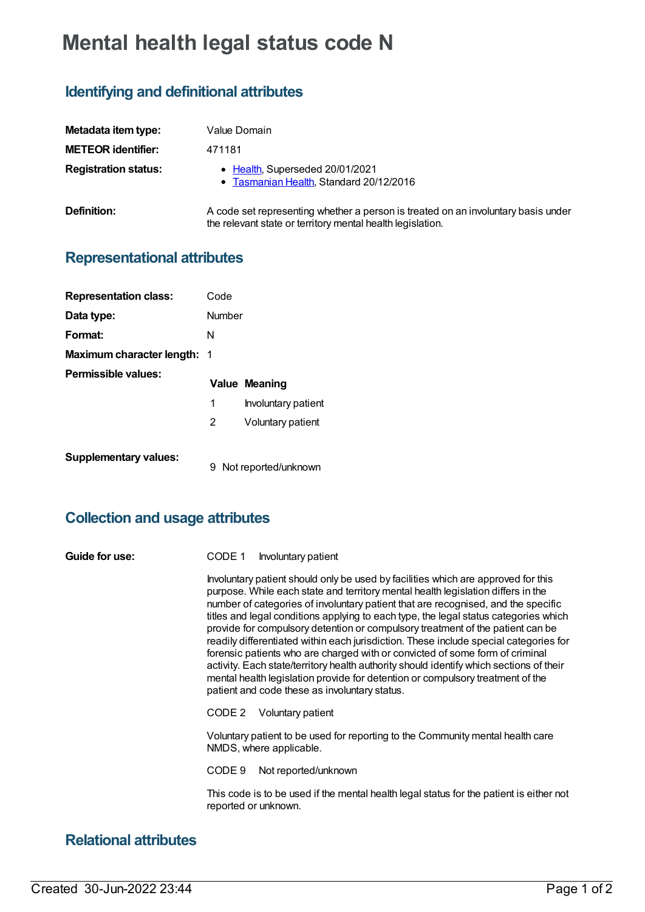# Mental health legal status code N

## Identifying and definitional attributes

**Metadata item type:** Value Domain

**METEOR identifier:** 471181

**Registration status:**

- Health, Superseded 20/01/2021
- Tasmanian Health, Standard 20/12/2016

**Definition:** A code set representing whether a person is treated on an involuntary basis under the relevant state or territory mental health legislation.

## Representational attributes

**Representation class:** Code

**Data type:** Number

**Format:** N

**Maximum character length:** 1

**Permissible values:**

| Value | Meaning |
| --- | --- |
| 1 | Involuntary patient |
| 2 | Voluntary patient |

**Supplementary values:**

| Value | Meaning |
| --- | --- |
| 9 | Not reported/unknown |

## Collection and usage attributes

**Guide for use:**

CODE 1 Involuntary patient

Involuntary patient should only be used by facilities which are approved for this purpose. While each state and territory mental health legislation differs in the number of categories of involuntary patient that are recognised, and the specific titles and legal conditions applying to each type, the legal status categories which provide for compulsory detention or compulsory treatment of the patient can be readily differentiated within each jurisdiction. These include special categories for forensic patients who are charged with or convicted of some form of criminal activity. Each state/territory health authority should identify which sections of their mental health legislation provide for detention or compulsory treatment of the patient and code these as involuntary status.

CODE 2 Voluntary patient

Voluntary patient to be used for reporting to the Community mental health care NMDS, where applicable.

CODE 9 Not reported/unknown

This code is to be used if the mental health legal status for the patient is either not reported or unknown.

## Relational attributes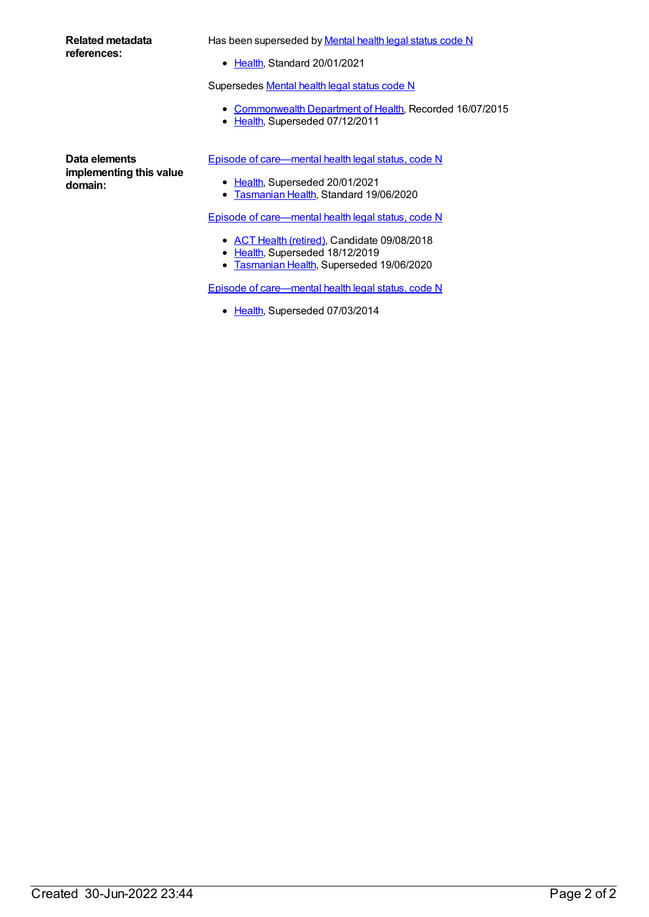**Related metadata references:**

Has been superseded by Mental health legal status code N

- Health, Standard 20/01/2021

Supersedes Mental health legal status code N

- Commonwealth Department of Health, Recorded 16/07/2015
- Health, Superseded 07/12/2011

**Data elements implementing this value domain:**

Episode of care—mental health legal status, code N

- Health, Superseded 20/01/2021
- Tasmanian Health, Standard 19/06/2020

Episode of care—mental health legal status, code N

- ACT Health (retired), Candidate 09/08/2018
- Health, Superseded 18/12/2019
- Tasmanian Health, Superseded 19/06/2020

Episode of care—mental health legal status, code N

- Health, Superseded 07/03/2014